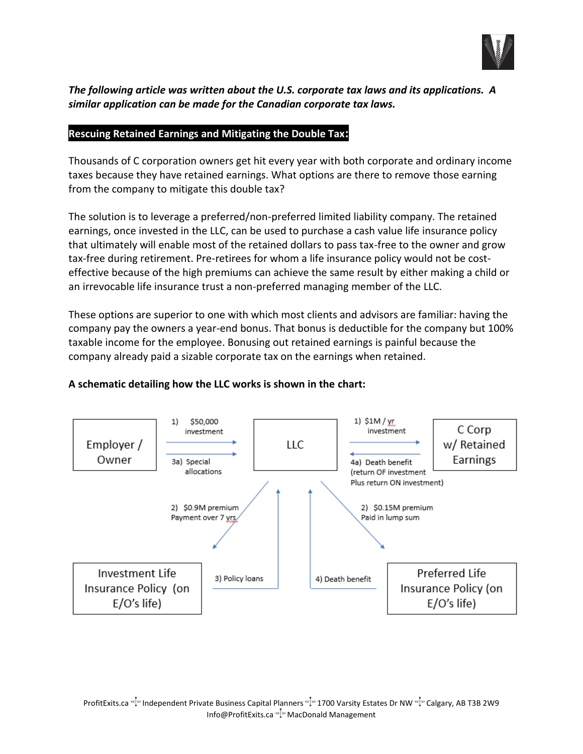*The following article was written about the U.S. corporate tax laws and its applications. A similar application can be made for the Canadian corporate tax laws.*

## **Rescuing Retained Earnings and Mitigating the Double Tax:**

Thousands of C corporation owners get hit every year with both corporate and ordinary income taxes because they have retained earnings. What options are there to remove those earning from the company to mitigate this double tax?

The solution is to leverage a preferred/non-preferred limited liability company. The retained earnings, once invested in the LLC, can be used to purchase a cash value life insurance policy that ultimately will enable most of the retained dollars to pass tax-free to the owner and grow tax-free during retirement. Pre-retirees for whom a life insurance policy would not be cost-effective because of the high premiums can achieve the same result by either making a child or an irrevocable life insurance trust a non-preferred managing member of the LLC.

These options are superior to one with which most clients and advisors are familiar: having the company pay the owners a year-end bonus. That bonus is deductible for the company but 100% taxable income for the employee. Bonusing out retained earnings is painful because the company already paid a sizable corporate tax on the earnings when retained.

**A schematic detailing how the LLC works is shown in the chart:**

Employer / Owner → LLC: 1) $50,000 investment; 3a) Special allocations

C Corp w/ Retained Earnings → LLC: 1) $1M / yr investment

LLC → C Corp w/ Retained Earnings: 4a) Death benefit (return OF investment Plus return ON investment)

LLC → Investment Life Insurance Policy (on E/O's life): 2) $0.9M premium Payment over 7 yrs

Investment Life Insurance Policy (on E/O's life) → LLC: 3) Policy loans

LLC → Preferred Life Insurance Policy (on E/O's life): 2) $0.15M premium Paid in lump sum

Preferred Life Insurance Policy (on E/O's life) → LLC: 4) Death benefit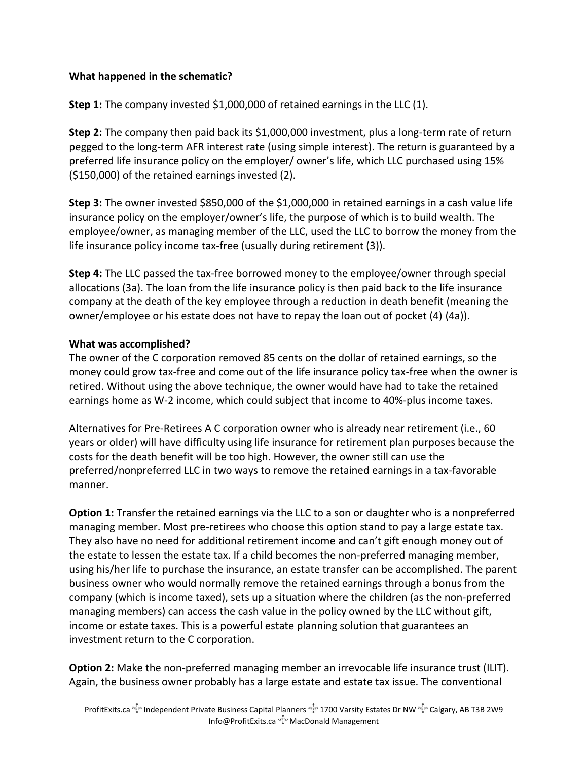**What happened in the schematic?**

**Step 1:** The company invested $1,000,000 of retained earnings in the LLC (1).

**Step 2:** The company then paid back its $1,000,000 investment, plus a long-term rate of return pegged to the long-term AFR interest rate (using simple interest). The return is guaranteed by a preferred life insurance policy on the employer/ owner's life, which LLC purchased using 15% ($150,000) of the retained earnings invested (2).

**Step 3:** The owner invested $850,000 of the $1,000,000 in retained earnings in a cash value life insurance policy on the employer/owner's life, the purpose of which is to build wealth. The employee/owner, as managing member of the LLC, used the LLC to borrow the money from the life insurance policy income tax-free (usually during retirement (3)).

**Step 4:** The LLC passed the tax-free borrowed money to the employee/owner through special allocations (3a). The loan from the life insurance policy is then paid back to the life insurance company at the death of the key employee through a reduction in death benefit (meaning the owner/employee or his estate does not have to repay the loan out of pocket (4) (4a)).

**What was accomplished?**

The owner of the C corporation removed 85 cents on the dollar of retained earnings, so the money could grow tax-free and come out of the life insurance policy tax-free when the owner is retired. Without using the above technique, the owner would have had to take the retained earnings home as W-2 income, which could subject that income to 40%-plus income taxes.

Alternatives for Pre-Retirees A C corporation owner who is already near retirement (i.e., 60 years or older) will have difficulty using life insurance for retirement plan purposes because the costs for the death benefit will be too high. However, the owner still can use the preferred/nonpreferred LLC in two ways to remove the retained earnings in a tax-favorable manner.

**Option 1:** Transfer the retained earnings via the LLC to a son or daughter who is a nonpreferred managing member. Most pre-retirees who choose this option stand to pay a large estate tax. They also have no need for additional retirement income and can't gift enough money out of the estate to lessen the estate tax. If a child becomes the non-preferred managing member, using his/her life to purchase the insurance, an estate transfer can be accomplished. The parent business owner who would normally remove the retained earnings through a bonus from the company (which is income taxed), sets up a situation where the children (as the non-preferred managing members) can access the cash value in the policy owned by the LLC without gift, income or estate taxes. This is a powerful estate planning solution that guarantees an investment return to the C corporation.

**Option 2:** Make the non-preferred managing member an irrevocable life insurance trust (ILIT). Again, the business owner probably has a large estate and estate tax issue. The conventional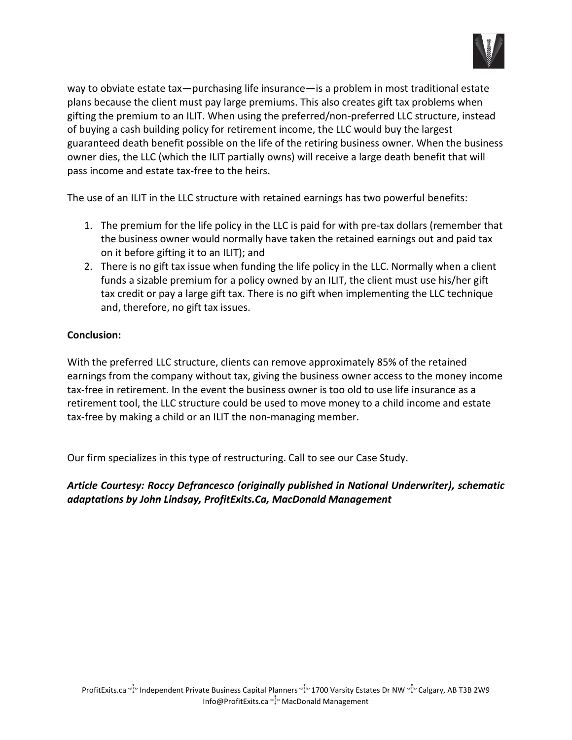way to obviate estate tax—purchasing life insurance—is a problem in most traditional estate plans because the client must pay large premiums. This also creates gift tax problems when gifting the premium to an ILIT. When using the preferred/non-preferred LLC structure, instead of buying a cash building policy for retirement income, the LLC would buy the largest guaranteed death benefit possible on the life of the retiring business owner. When the business owner dies, the LLC (which the ILIT partially owns) will receive a large death benefit that will pass income and estate tax-free to the heirs.

The use of an ILIT in the LLC structure with retained earnings has two powerful benefits:

1. The premium for the life policy in the LLC is paid for with pre-tax dollars (remember that the business owner would normally have taken the retained earnings out and paid tax on it before gifting it to an ILIT); and
2. There is no gift tax issue when funding the life policy in the LLC. Normally when a client funds a sizable premium for a policy owned by an ILIT, the client must use his/her gift tax credit or pay a large gift tax. There is no gift when implementing the LLC technique and, therefore, no gift tax issues.

**Conclusion:**

With the preferred LLC structure, clients can remove approximately 85% of the retained earnings from the company without tax, giving the business owner access to the money income tax-free in retirement. In the event the business owner is too old to use life insurance as a retirement tool, the LLC structure could be used to move money to a child income and estate tax-free by making a child or an ILIT the non-managing member.

Our firm specializes in this type of restructuring. Call to see our Case Study.

***Article Courtesy: Roccy Defrancesco (originally published in National Underwriter), schematic adaptations by John Lindsay, ProfitExits.Ca, MacDonald Management***